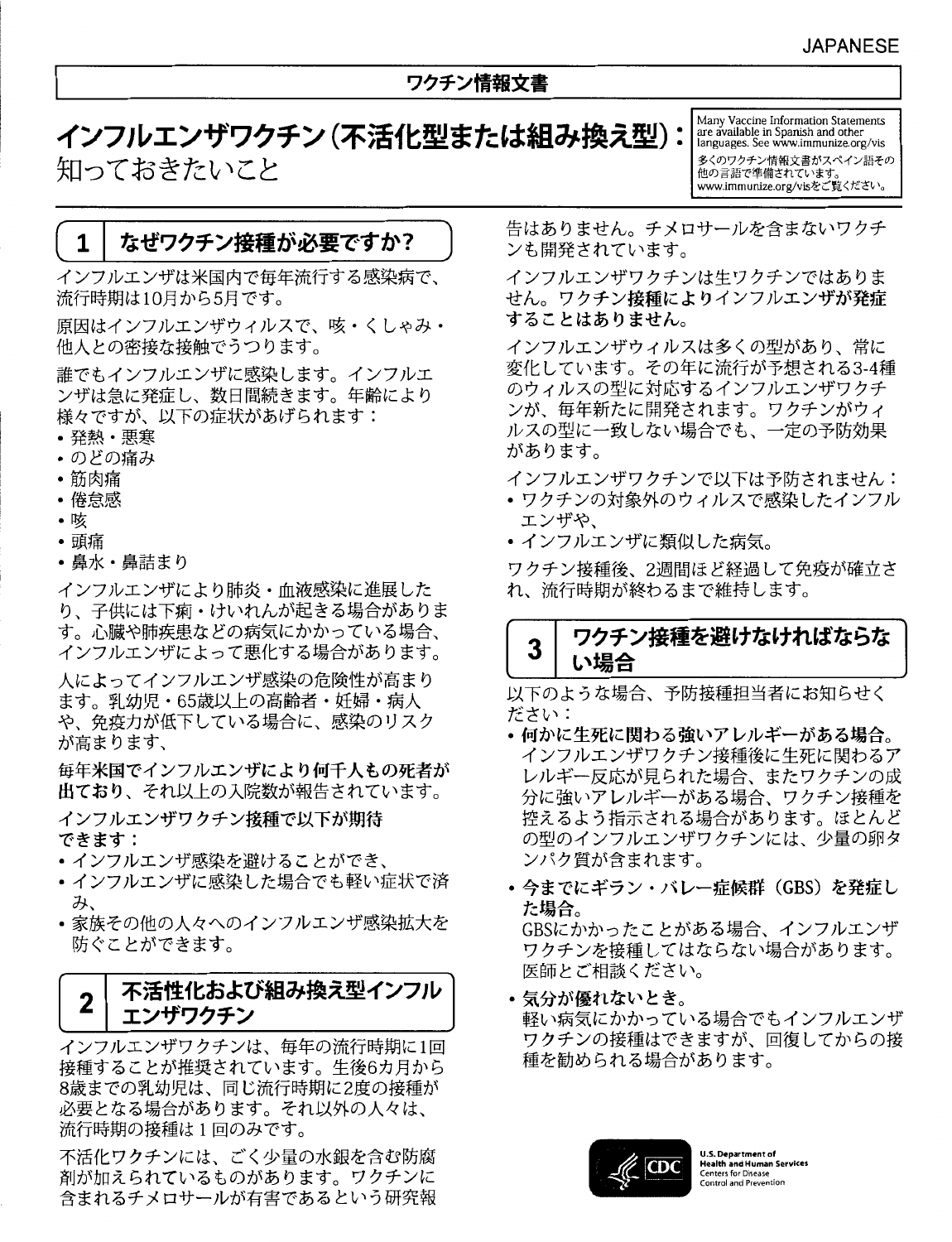JAPANESE

ワクチン情報文書

# インフルエンザワクチン（不活化型または組み換え型）：知っておきたいこと

Many Vaccine Information Statements are available in Spanish and other languages. See www.immunize.org/vis
多くのワクチン情報文書がスペイン語その他の言語で準備されています。www.immunize.org/visをご覧ください。

## 1 なぜワクチン接種が必要ですか？

インフルエンザは米国内で毎年流行する感染病で、流行時期は10月から5月です。

原因はインフルエンザウィルスで、咳・くしゃみ・他人との密接な接触でうつります。

誰でもインフルエンザに感染します。インフルエンザは急に発症し、数日間続きます。年齢により様々ですが、以下の症状があげられます：
- 発熱・悪寒
- のどの痛み
- 筋肉痛
- 倦怠感
- 咳
- 頭痛
- 鼻水・鼻詰まり

インフルエンザにより肺炎・血液感染に進展したり、子供には下痢・けいれんが起きる場合があります。心臓や肺疾患などの病気にかかっている場合、インフルエンザによって悪化する場合があります。

人によってインフルエンザ感染の危険性が高まります。乳幼児・65歳以上の高齢者・妊婦・病人や、免疫力が低下している場合に、感染のリスクが高まります、

**毎年米国でインフルエンザにより何千人もの死者が出ており**、それ以上の入院数が報告されています。

**インフルエンザワクチン接種で以下が期待できます：**
- インフルエンザ感染を避けることができ、
- インフルエンザに感染した場合でも軽い症状で済み、
- 家族その他の人々へのインフルエンザ感染拡大を防ぐことができます。

## 2 不活性化および組み換え型インフルエンザワクチン

インフルエンザワクチンは、毎年の流行時期に1回接種することが推奨されています。生後6カ月から8歳までの乳幼児は、同じ流行時期に2度の接種が必要となる場合があります。それ以外の人々は、流行時期の接種は1回のみです。

不活化ワクチンには、ごく少量の水銀を含む防腐剤が加えられているものがあります。ワクチンに含まれるチメロサールが有害であるという研究報告はありません。チメロサールを含まないワクチンも開発されています。

インフルエンザワクチンは生ワクチンではありません。**ワクチン接種によりインフルエンザが発症することはありません。**

インフルエンザウィルスは多くの型があり、常に変化しています。その年に流行が予想される3-4種のウィルスの型に対応するインフルエンザワクチンが、毎年新たに開発されます。ワクチンがウィルスの型に一致しない場合でも、一定の予防効果があります。

インフルエンザワクチンで以下は予防されません：
- ワクチンの対象外のウィルスで感染したインフルエンザや、
- インフルエンザに類似した病気。

ワクチン接種後、2週間ほど経過して免疫が確立され、流行時期が終わるまで維持します。

## 3 ワクチン接種を避けなければならない場合

以下のような場合、予防接種担当者にお知らせください：

- **何かに生死に関わる強いアレルギーがある場合。**
  インフルエンザワクチン接種後に生死に関わるアレルギー反応が見られた場合、またワクチンの成分に強いアレルギーがある場合、ワクチン接種を控えるよう指示される場合があります。ほとんどの型のインフルエンザワクチンには、少量の卵タンパク質が含まれます。
- **今までにギラン・バレー症候群（GBS）を発症した場合。**
  GBSにかかったことがある場合、インフルエンザワクチンを接種してはならない場合があります。医師とご相談ください。
- **気分が優れないとき。**
  軽い病気にかかっている場合でもインフルエンザワクチンの接種はできますが、回復してからの接種を勧められる場合があります。

U.S. Department of Health and Human Services
Centers for Disease Control and Prevention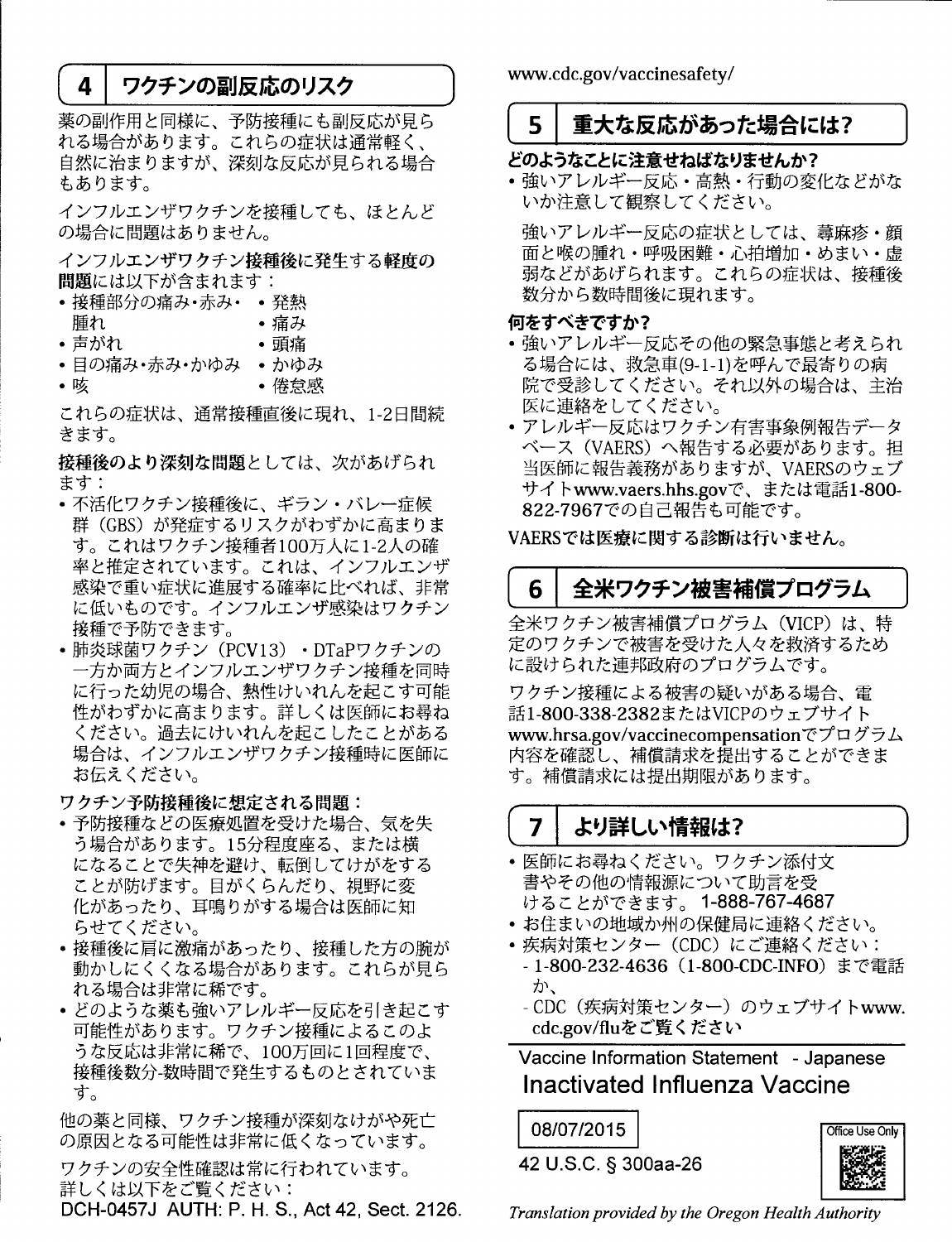## 4 ワクチンの副反応のリスク

薬の副作用と同様に、予防接種にも副反応が見られる場合があります。これらの症状は通常軽く、自然に治まりますが、深刻な反応が見られる場合もあります。

インフルエンザワクチンを接種しても、ほとんどの場合に問題はありません。

インフルエンザワクチン接種後に発生する**軽度の問題**には以下が含まれます：

- 接種部分の痛み・赤み・腫れ
- 声がれ
- 目の痛み・赤み・かゆみ
- 咳
- 発熱
- 痛み
- 頭痛
- かゆみ
- 倦怠感

これらの症状は、通常接種直後に現れ、1-2日間続きます。

**接種後のより深刻な問題**としては、次があげられます：

- 不活化ワクチン接種後に、ギラン・バレー症候群（GBS）が発症するリスクがわずかに高まります。これはワクチン接種者100万人に1-2人の確率と推定されています。これは、インフルエンザ感染で重い症状に進展する確率に比べれば、非常に低いものです。インフルエンザ感染はワクチン接種で予防できます。
- 肺炎球菌ワクチン（PCV13）・DTaPワクチンの一方か両方とインフルエンザワクチン接種を同時に行った幼児の場合、熱性けいれんを起こす可能性がわずかに高まります。詳しくは医師にお尋ねください。過去にけいれんを起こしたことがある場合は、インフルエンザワクチン接種時に医師にお伝えください。

**ワクチン予防接種後に想定される問題：**

- 予防接種などの医療処置を受けた場合、気を失う場合があります。15分程度座る、または横になることで失神を避け、転倒してけがをすることが防げます。目がくらんだり、視野に変化があったり、耳鳴りがする場合は医師に知らせてください。
- 接種後に肩に激痛があったり、接種した方の腕が動かしにくくなる場合があります。これらが見られる場合は非常に稀です。
- どのような薬も強いアレルギー反応を引き起こす可能性があります。ワクチン接種によるこのような反応は非常に稀で、100万回に1回程度で、接種後数分-数時間で発生するものとされています。

他の薬と同様、ワクチン接種が深刻なけがや死亡の原因となる可能性は非常に低くなっています。

ワクチンの安全性確認は常に行われています。詳しくは以下をご覧ください：
www.cdc.gov/vaccinesafety/

## 5 重大な反応があった場合には？

**どのようなことに注意せねばなりませんか？**

- 強いアレルギー反応・高熱・行動の変化などがないか注意して観察してください。

  強いアレルギー反応の症状としては、蕁麻疹・顔面と喉の腫れ・呼吸困難・心拍増加・めまい・虚弱などがあげられます。これらの症状は、接種後数分から数時間後に現れます。

**何をすべきですか？**

- 強いアレルギー反応その他の緊急事態と考えられる場合には、救急車(9-1-1)を呼んで最寄りの病院で受診してください。それ以外の場合は、主治医に連絡をしてください。
- アレルギー反応はワクチン有害事象例報告データベース（VAERS）へ報告する必要があります。担当医師に報告義務がありますが、VAERSのウェブサイトwww.vaers.hhs.govで、または電話1-800-822-7967での自己報告も可能です。

**VAERSでは医療に関する診断は行いません。**

## 6 全米ワクチン被害補償プログラム

全米ワクチン被害補償プログラム（VICP）は、特定のワクチンで被害を受けた人々を救済するために設けられた連邦政府のプログラムです。

ワクチン接種による被害の疑いがある場合、電話1-800-338-2382またはVICPのウェブサイトwww.hrsa.gov/vaccinecompensationでプログラム内容を確認し、補償請求を提出することができます。補償請求には提出期限があります。

## 7 より詳しい情報は？

- 医師にお尋ねください。ワクチン添付文書やその他の情報源について助言を受けることができます。 1-888-767-4687
- お住まいの地域か州の保健局に連絡ください。
- 疾病対策センター（CDC）にご連絡ください：
  - 1-800-232-4636（1-800-CDC-INFO）まで電話か、
  - CDC（疾病対策センター）のウェブサイトwww.cdc.gov/fluをご覧ください

Vaccine Information Statement - Japanese

**Inactivated Influenza Vaccine**

08/07/2015

42 U.S.C. § 300aa-26

Office Use Only

DCH-0457J AUTH: P. H. S., Act 42, Sect. 2126.

*Translation provided by the Oregon Health Authority*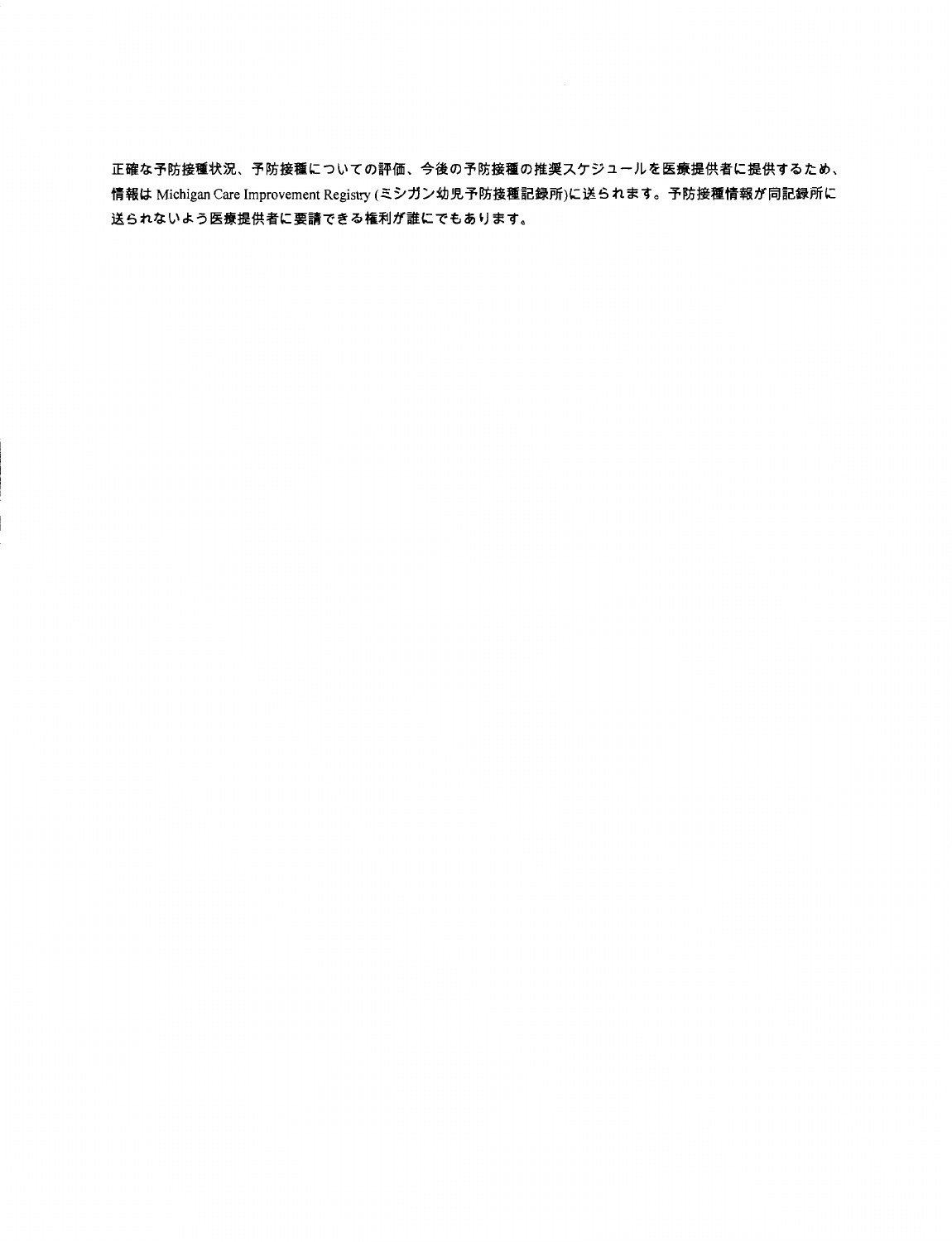正確な予防接種状況、予防接種についての評価、今後の予防接種の推奨スケジュールを医療提供者に提供するため、情報は Michigan Care Improvement Registry (ミシガン幼児予防接種記録所)に送られます。予防接種情報が同記録所に送られないよう医療提供者に要請できる権利が誰にでもあります。